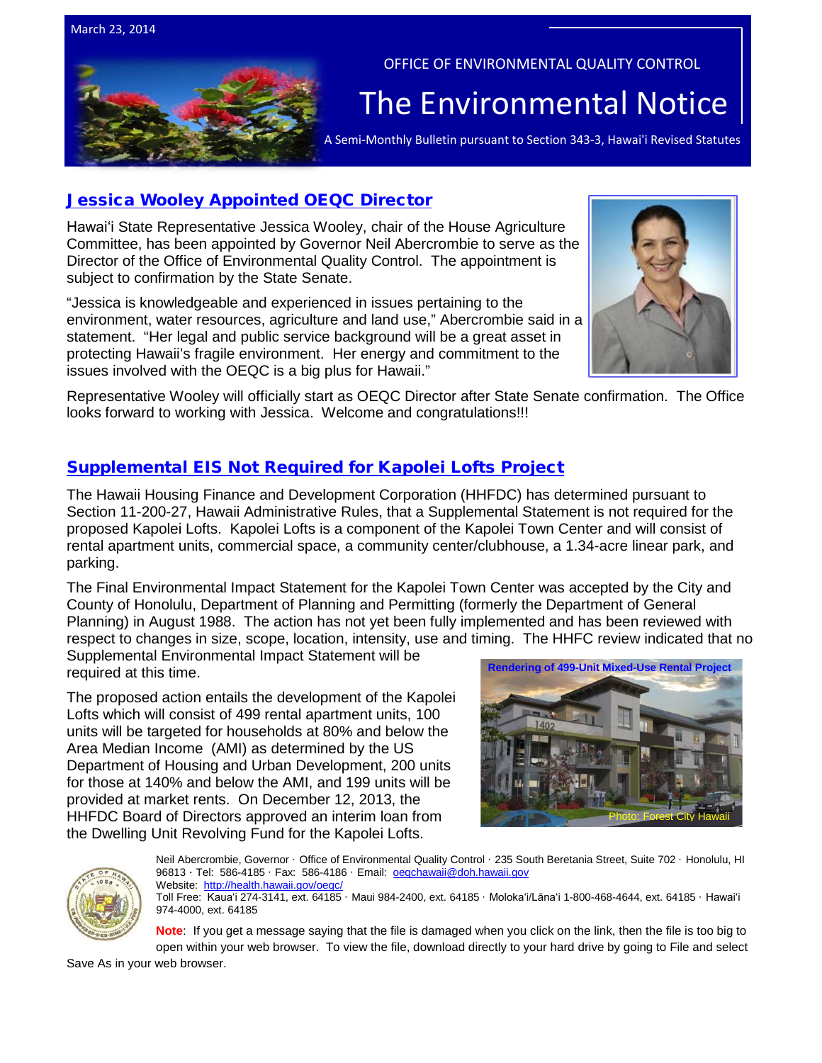March 23, 2014

OFFICE OF ENVIRONMENTAL QUALITY CONTROL

# The Environmental Notice

A Semi-Monthly Bulletin pursuant to Section 343-3, Hawai'i Revised Statutes

## Jessica Wooley Appointed OEQC Director

Hawaiʻi State Representative Jessica Wooley, chair of the House Agriculture Committee, has been appointed by Governor Neil Abercrombie to serve as the Director of the Office of Environmental Quality Control. The appointment is subject to confirmation by the State Senate.

"Jessica is knowledgeable and experienced in issues pertaining to the environment, water resources, agriculture and land use," Abercrombie said in a statement. "Her legal and public service background will be a great asset in protecting Hawaii's fragile environment. Her energy and commitment to the issues involved with the OEQC is a big plus for Hawaii."

Representative Wooley will officially start as OEQC Director after State Senate confirmation. The Office looks forward to working with Jessica. Welcome and congratulations!!!

## Supplemental EIS Not Required for Kapolei Lofts Project

The Hawaii Housing Finance and Development Corporation (HHFDC) has determined pursuant to Section 11-200-27, Hawaii Administrative Rules, that a Supplemental Statement is not required for the proposed Kapolei Lofts. Kapolei Lofts is a component of the Kapolei Town Center and will consist of rental apartment units, commercial space, a community center/clubhouse, a 1.34-acre linear park, and parking.

The Final Environmental Impact Statement for the Kapolei Town Center was accepted by the City and County of Honolulu, Department of Planning and Permitting (formerly the Department of General Planning) in August 1988. The action has not yet been fully implemented and has been reviewed with respect to changes in size, scope, location, intensity, use and timing. The HHFC review indicated that no Supplemental Environmental Impact Statement will be required at this time.

The proposed action entails the development of the Kapolei Lofts which will consist of 499 rental apartment units, 100 units will be targeted for households at 80% and below the Area Median Income (AMI) as determined by the US Department of Housing and Urban Development, 200 units for those at 140% and below the AMI, and 199 units will be provided at market rents. On December 12, 2013, the HHFDC Board of Directors approved an interim loan from the Dwelling Unit Revolving Fund for the Kapolei Lofts.

Rendering of 499-Unit Mixed-Use Rental Project

Photo: Forest City Hawaii

Neil Abercrombie, Governor · Office of Environmental Quality Control · 235 South Beretania Street, Suite 702 · Honolulu, HI 96813 · Tel: 586-4185 · Fax: 586-4186 · Email: oeqchawaii@doh.hawaii.gov
Website: http://health.hawaii.gov/oeqc/
Toll Free: Kauaʻi 274-3141, ext. 64185 · Maui 984-2400, ext. 64185 · Molokaʻi/Lānaʻi 1-800-468-4644, ext. 64185 · Hawaiʻi 974-4000, ext. 64185

**Note**: If you get a message saying that the file is damaged when you click on the link, then the file is too big to open within your web browser. To view the file, download directly to your hard drive by going to File and select Save As in your web browser.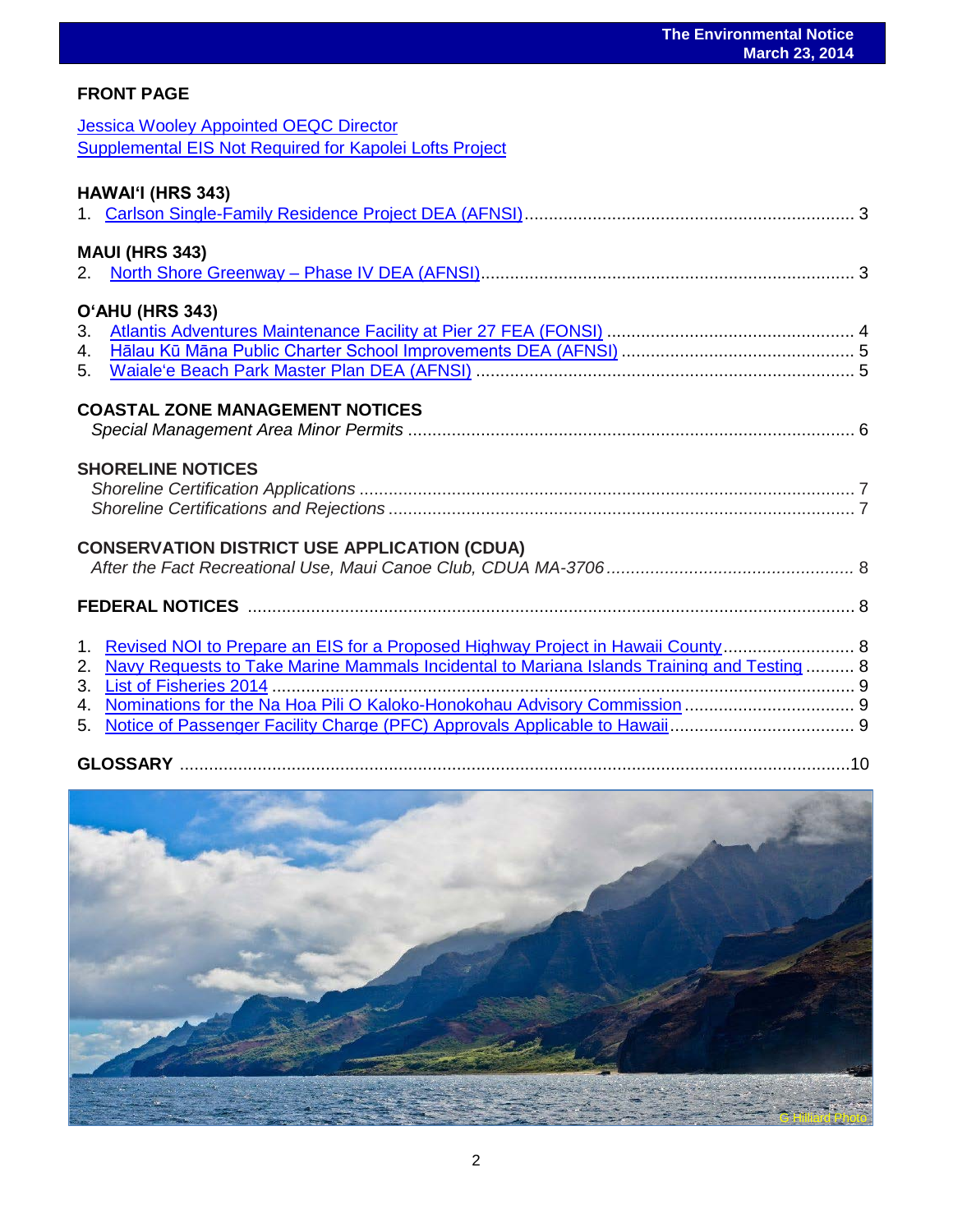## FRONT PAGE

Jessica Wooley Appointed OEQC Director
Supplemental EIS Not Required for Kapolei Lofts Project

## HAWAIʻI (HRS 343)

1. Carlson Single-Family Residence Project DEA (AFNSI) .... 3

## MAUI (HRS 343)

2. North Shore Greenway – Phase IV DEA (AFNSI) .... 3

## OʻAHU (HRS 343)

3. Atlantis Adventures Maintenance Facility at Pier 27 FEA (FONSI) .... 4
4. Hālau Kū Māna Public Charter School Improvements DEA (AFNSI) .... 5
5. Waialeʻe Beach Park Master Plan DEA (AFNSI) .... 5

## COASTAL ZONE MANAGEMENT NOTICES

*Special Management Area Minor Permits* .... 6

## SHORELINE NOTICES

*Shoreline Certification Applications* .... 7
*Shoreline Certifications and Rejections* .... 7

## CONSERVATION DISTRICT USE APPLICATION (CDUA)

*After the Fact Recreational Use, Maui Canoe Club, CDUA MA-3706* .... 8

## FEDERAL NOTICES .... 8

1. Revised NOI to Prepare an EIS for a Proposed Highway Project in Hawaii County .... 8
2. Navy Requests to Take Marine Mammals Incidental to Mariana Islands Training and Testing .... 8
3. List of Fisheries 2014 .... 9
4. Nominations for the Na Hoa Pili O Kaloko-Honokohau Advisory Commission .... 9
5. Notice of Passenger Facility Charge (PFC) Approvals Applicable to Hawaii .... 9

## GLOSSARY .... 10

G Hilliard Photo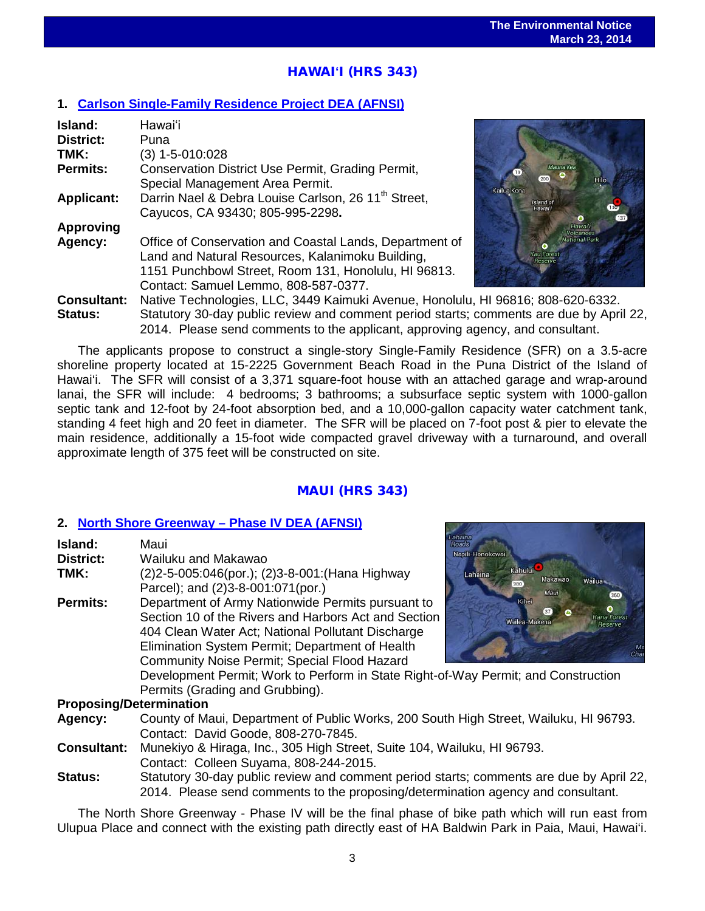## HAWAIʻI (HRS 343)

### 1. Carlson Single-Family Residence Project DEA (AFNSI)

**Island:** Hawaiʻi
**District:** Puna
**TMK:** (3) 1-5-010:028
**Permits:** Conservation District Use Permit, Grading Permit, Special Management Area Permit.
**Applicant:** Darrin Nael & Debra Louise Carlson, 26 11th Street, Cayucos, CA 93430; 805-995-2298.
**Approving Agency:** Office of Conservation and Coastal Lands, Department of Land and Natural Resources, Kalanimoku Building, 1151 Punchbowl Street, Room 131, Honolulu, HI 96813. Contact: Samuel Lemmo, 808-587-0377.
**Consultant:** Native Technologies, LLC, 3449 Kaimuki Avenue, Honolulu, HI 96816; 808-620-6332.
**Status:** Statutory 30-day public review and comment period starts; comments are due by April 22, 2014. Please send comments to the applicant, approving agency, and consultant.

The applicants propose to construct a single-story Single-Family Residence (SFR) on a 3.5-acre shoreline property located at 15-2225 Government Beach Road in the Puna District of the Island of Hawaiʻi. The SFR will consist of a 3,371 square-foot house with an attached garage and wrap-around lanai, the SFR will include: 4 bedrooms; 3 bathrooms; a subsurface septic system with 1000-gallon septic tank and 12-foot by 24-foot absorption bed, and a 10,000-gallon capacity water catchment tank, standing 4 feet high and 20 feet in diameter. The SFR will be placed on 7-foot post & pier to elevate the main residence, additionally a 15-foot wide compacted gravel driveway with a turnaround, and overall approximate length of 375 feet will be constructed on site.

## MAUI (HRS 343)

### 2. North Shore Greenway – Phase IV DEA (AFNSI)

**Island:** Maui
**District:** Wailuku and Makawao
**TMK:** (2)2-5-005:046(por.); (2)3-8-001:(Hana Highway Parcel); and (2)3-8-001:071(por.)
**Permits:** Department of Army Nationwide Permits pursuant to Section 10 of the Rivers and Harbors Act and Section 404 Clean Water Act; National Pollutant Discharge Elimination System Permit; Department of Health Community Noise Permit; Special Flood Hazard Development Permit; Work to Perform in State Right-of-Way Permit; and Construction Permits (Grading and Grubbing).
**Proposing/Determination Agency:** County of Maui, Department of Public Works, 200 South High Street, Wailuku, HI 96793. Contact: David Goode, 808-270-7845.
**Consultant:** Munekiyo & Hiraga, Inc., 305 High Street, Suite 104, Wailuku, HI 96793. Contact: Colleen Suyama, 808-244-2015.
**Status:** Statutory 30-day public review and comment period starts; comments are due by April 22, 2014. Please send comments to the proposing/determination agency and consultant.

The North Shore Greenway - Phase IV will be the final phase of bike path which will run east from Ulupua Place and connect with the existing path directly east of HA Baldwin Park in Paia, Maui, Hawaiʻi.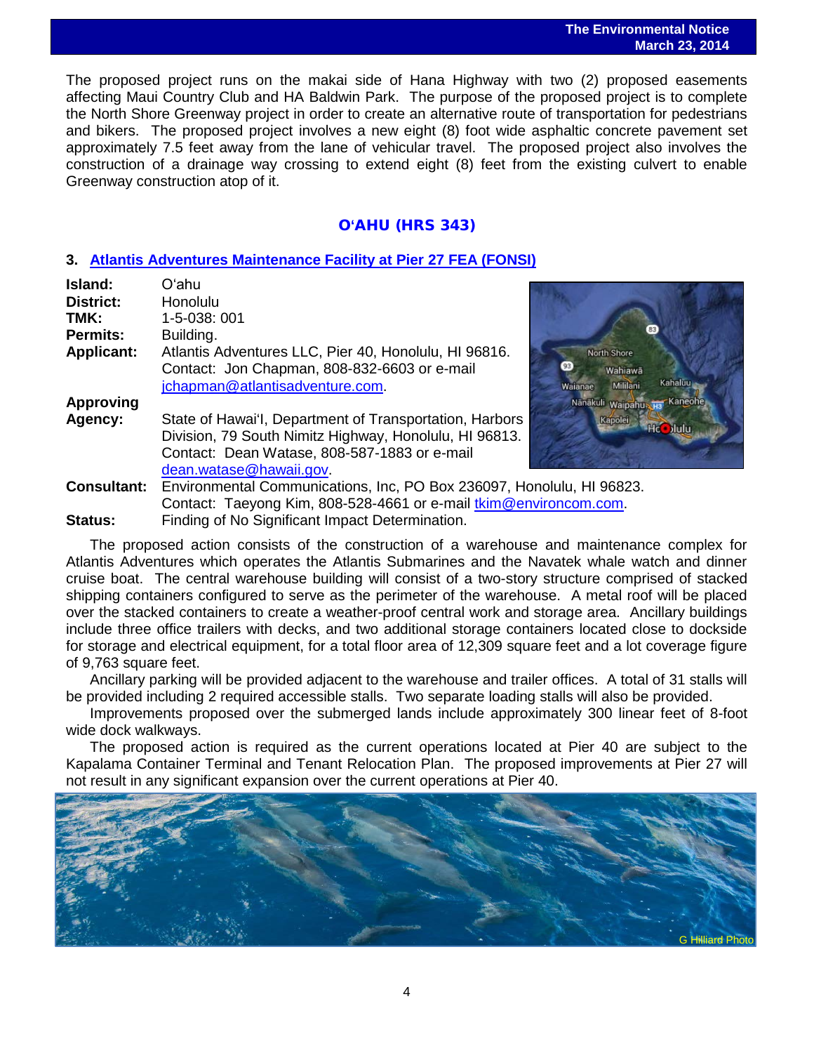The proposed project runs on the makai side of Hana Highway with two (2) proposed easements affecting Maui Country Club and HA Baldwin Park. The purpose of the proposed project is to complete the North Shore Greenway project in order to create an alternative route of transportation for pedestrians and bikers. The proposed project involves a new eight (8) foot wide asphaltic concrete pavement set approximately 7.5 feet away from the lane of vehicular travel. The proposed project also involves the construction of a drainage way crossing to extend eight (8) feet from the existing culvert to enable Greenway construction atop of it.

## OʻAHU (HRS 343)

### 3. Atlantis Adventures Maintenance Facility at Pier 27 FEA (FONSI)

**Island:** Oʻahu
**District:** Honolulu
**TMK:** 1-5-038: 001
**Permits:** Building.
**Applicant:** Atlantis Adventures LLC, Pier 40, Honolulu, HI 96816. Contact: Jon Chapman, 808-832-6603 or e-mail jchapman@atlantisadventure.com.
**Approving Agency:** State of Hawaiʻl, Department of Transportation, Harbors Division, 79 South Nimitz Highway, Honolulu, HI 96813. Contact: Dean Watase, 808-587-1883 or e-mail dean.watase@hawaii.gov.
**Consultant:** Environmental Communications, Inc, PO Box 236097, Honolulu, HI 96823. Contact: Taeyong Kim, 808-528-4661 or e-mail tkim@environcom.com.
**Status:** Finding of No Significant Impact Determination.

The proposed action consists of the construction of a warehouse and maintenance complex for Atlantis Adventures which operates the Atlantis Submarines and the Navatek whale watch and dinner cruise boat. The central warehouse building will consist of a two-story structure comprised of stacked shipping containers configured to serve as the perimeter of the warehouse. A metal roof will be placed over the stacked containers to create a weather-proof central work and storage area. Ancillary buildings include three office trailers with decks, and two additional storage containers located close to dockside for storage and electrical equipment, for a total floor area of 12,309 square feet and a lot coverage figure of 9,763 square feet.

Ancillary parking will be provided adjacent to the warehouse and trailer offices. A total of 31 stalls will be provided including 2 required accessible stalls. Two separate loading stalls will also be provided.

Improvements proposed over the submerged lands include approximately 300 linear feet of 8-foot wide dock walkways.

The proposed action is required as the current operations located at Pier 40 are subject to the Kapalama Container Terminal and Tenant Relocation Plan. The proposed improvements at Pier 27 will not result in any significant expansion over the current operations at Pier 40.

G Hilliard Photo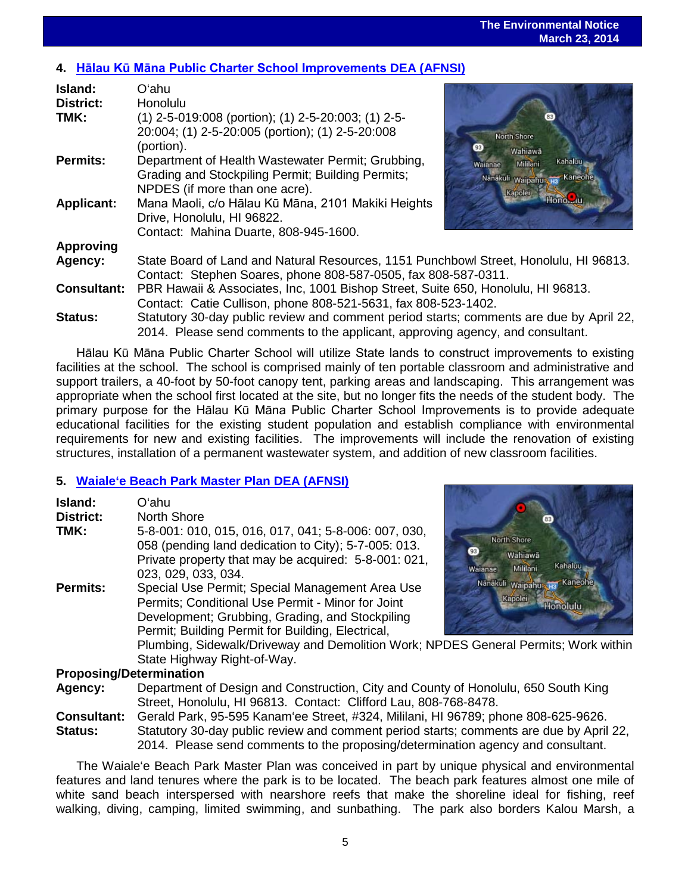## 4. [Hālau Kū Māna Public Charter School Improvements DEA (AFNSI)]

**Island:** O'ahu
**District:** Honolulu
**TMK:** (1) 2-5-019:008 (portion); (1) 2-5-20:003; (1) 2-5-20:004; (1) 2-5-20:005 (portion); (1) 2-5-20:008 (portion).
**Permits:** Department of Health Wastewater Permit; Grubbing, Grading and Stockpiling Permit; Building Permits; NPDES (if more than one acre).
**Applicant:** Mana Maoli, c/o Hālau Kū Māna, 2101 Makiki Heights Drive, Honolulu, HI 96822.
Contact: Mahina Duarte, 808-945-1600.
**Approving Agency:** State Board of Land and Natural Resources, 1151 Punchbowl Street, Honolulu, HI 96813. Contact: Stephen Soares, phone 808-587-0505, fax 808-587-0311.
**Consultant:** PBR Hawaii & Associates, Inc, 1001 Bishop Street, Suite 650, Honolulu, HI 96813. Contact: Catie Cullison, phone 808-521-5631, fax 808-523-1402.
**Status:** Statutory 30-day public review and comment period starts; comments are due by April 22, 2014. Please send comments to the applicant, approving agency, and consultant.

Hālau Kū Māna Public Charter School will utilize State lands to construct improvements to existing facilities at the school. The school is comprised mainly of ten portable classroom and administrative and support trailers, a 40-foot by 50-foot canopy tent, parking areas and landscaping. This arrangement was appropriate when the school first located at the site, but no longer fits the needs of the student body. The primary purpose for the Hālau Kū Māna Public Charter School Improvements is to provide adequate educational facilities for the existing student population and establish compliance with environmental requirements for new and existing facilities. The improvements will include the renovation of existing structures, installation of a permanent wastewater system, and addition of new classroom facilities.

## 5. [Waiale'e Beach Park Master Plan DEA (AFNSI)]

**Island:** O'ahu
**District:** North Shore
**TMK:** 5-8-001: 010, 015, 016, 017, 041; 5-8-006: 007, 030, 058 (pending land dedication to City); 5-7-005: 013. Private property that may be acquired: 5-8-001: 021, 023, 029, 033, 034.
**Permits:** Special Use Permit; Special Management Area Use Permits; Conditional Use Permit - Minor for Joint Development; Grubbing, Grading, and Stockpiling Permit; Building Permit for Building, Electrical, Plumbing, Sidewalk/Driveway and Demolition Work; NPDES General Permits; Work within State Highway Right-of-Way.
**Proposing/Determination Agency:** Department of Design and Construction, City and County of Honolulu, 650 South King Street, Honolulu, HI 96813. Contact: Clifford Lau, 808-768-8478.
**Consultant:** Gerald Park, 95-595 Kanam'ee Street, #324, Mililani, HI 96789; phone 808-625-9626.
**Status:** Statutory 30-day public review and comment period starts; comments are due by April 22, 2014. Please send comments to the proposing/determination agency and consultant.

The Waiale'e Beach Park Master Plan was conceived in part by unique physical and environmental features and land tenures where the park is to be located. The beach park features almost one mile of white sand beach interspersed with nearshore reefs that make the shoreline ideal for fishing, reef walking, diving, camping, limited swimming, and sunbathing. The park also borders Kalou Marsh, a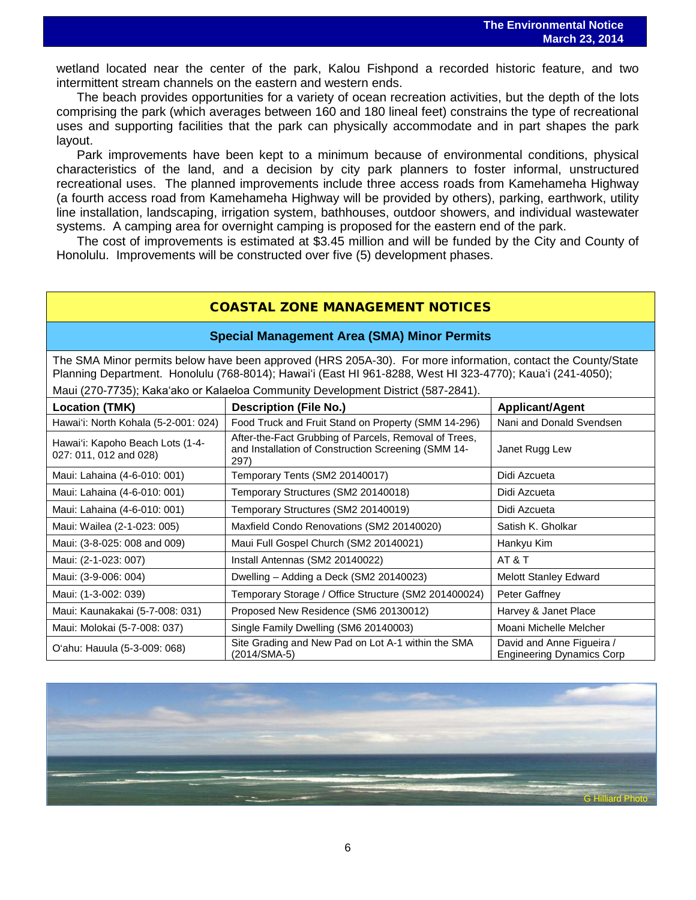wetland located near the center of the park, Kalou Fishpond a recorded historic feature, and two intermittent stream channels on the eastern and western ends.

The beach provides opportunities for a variety of ocean recreation activities, but the depth of the lots comprising the park (which averages between 160 and 180 lineal feet) constrains the type of recreational uses and supporting facilities that the park can physically accommodate and in part shapes the park layout.

Park improvements have been kept to a minimum because of environmental conditions, physical characteristics of the land, and a decision by city park planners to foster informal, unstructured recreational uses. The planned improvements include three access roads from Kamehameha Highway (a fourth access road from Kamehameha Highway will be provided by others), parking, earthwork, utility line installation, landscaping, irrigation system, bathhouses, outdoor showers, and individual wastewater systems. A camping area for overnight camping is proposed for the eastern end of the park.

The cost of improvements is estimated at $3.45 million and will be funded by the City and County of Honolulu. Improvements will be constructed over five (5) development phases.

## COASTAL ZONE MANAGEMENT NOTICES

### Special Management Area (SMA) Minor Permits

The SMA Minor permits below have been approved (HRS 205A-30). For more information, contact the County/State Planning Department. Honolulu (768-8014); Hawaiʻi (East HI 961-8288, West HI 323-4770); Kauaʻi (241-4050); Maui (270-7735); Kakaʻako or Kalaeloa Community Development District (587-2841).

| Location (TMK) | Description (File No.) | Applicant/Agent |
|---|---|---|
| Hawaiʻi: North Kohala (5-2-001: 024) | Food Truck and Fruit Stand on Property (SMM 14-296) | Nani and Donald Svendsen |
| Hawaiʻi: Kapoho Beach Lots (1-4-027: 011, 012 and 028) | After-the-Fact Grubbing of Parcels, Removal of Trees, and Installation of Construction Screening (SMM 14-297) | Janet Rugg Lew |
| Maui: Lahaina (4-6-010: 001) | Temporary Tents (SM2 20140017) | Didi Azcueta |
| Maui: Lahaina (4-6-010: 001) | Temporary Structures (SM2 20140018) | Didi Azcueta |
| Maui: Lahaina (4-6-010: 001) | Temporary Structures (SM2 20140019) | Didi Azcueta |
| Maui: Wailea (2-1-023: 005) | Maxfield Condo Renovations (SM2 20140020) | Satish K. Gholkar |
| Maui: (3-8-025: 008 and 009) | Maui Full Gospel Church (SM2 20140021) | Hankyu Kim |
| Maui: (2-1-023: 007) | Install Antennas (SM2 20140022) | AT & T |
| Maui: (3-9-006: 004) | Dwelling – Adding a Deck (SM2 20140023) | Melott Stanley Edward |
| Maui: (1-3-002: 039) | Temporary Storage / Office Structure (SM2 201400024) | Peter Gaffney |
| Maui: Kaunakakai (5-7-008: 031) | Proposed New Residence (SM6 20130012) | Harvey & Janet Place |
| Maui: Molokai (5-7-008: 037) | Single Family Dwelling (SM6 20140003) | Moani Michelle Melcher |
| Oʻahu: Hauula (5-3-009: 068) | Site Grading and New Pad on Lot A-1 within the SMA (2014/SMA-5) | David and Anne Figueira / Engineering Dynamics Corp |

G Hilliard Photo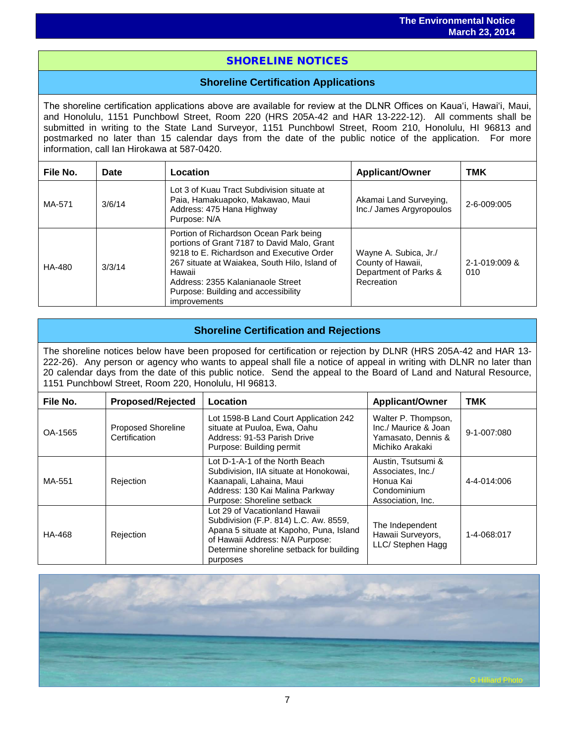# SHORELINE NOTICES

## Shoreline Certification Applications

The shoreline certification applications above are available for review at the DLNR Offices on Kaua'i, Hawai'i, Maui, and Honolulu, 1151 Punchbowl Street, Room 220 (HRS 205A-42 and HAR 13-222-12). All comments shall be submitted in writing to the State Land Surveyor, 1151 Punchbowl Street, Room 210, Honolulu, HI 96813 and postmarked no later than 15 calendar days from the date of the public notice of the application. For more information, call Ian Hirokawa at 587-0420.

| File No. | Date | Location | Applicant/Owner | TMK |
|---|---|---|---|---|
| MA-571 | 3/6/14 | Lot 3 of Kuau Tract Subdivision situate at Paia, Hamakuapoko, Makawao, Maui<br>Address: 475 Hana Highway<br>Purpose: N/A | Akamai Land Surveying, Inc./ James Argyropoulos | 2-6-009:005 |
| HA-480 | 3/3/14 | Portion of Richardson Ocean Park being portions of Grant 7187 to David Malo, Grant 9218 to E. Richardson and Executive Order 267 situate at Waiakea, South Hilo, Island of Hawaii<br>Address: 2355 Kalanianaole Street<br>Purpose: Building and accessibility improvements | Wayne A. Subica, Jr./ County of Hawaii, Department of Parks & Recreation | 2-1-019:009 & 010 |

## Shoreline Certification and Rejections

The shoreline notices below have been proposed for certification or rejection by DLNR (HRS 205A-42 and HAR 13-222-26). Any person or agency who wants to appeal shall file a notice of appeal in writing with DLNR no later than 20 calendar days from the date of this public notice. Send the appeal to the Board of Land and Natural Resource, 1151 Punchbowl Street, Room 220, Honolulu, HI 96813.

| File No. | Proposed/Rejected | Location | Applicant/Owner | TMK |
|---|---|---|---|---|
| OA-1565 | Proposed Shoreline Certification | Lot 1598-B Land Court Application 242 situate at Puuloa, Ewa, Oahu<br>Address: 91-53 Parish Drive<br>Purpose: Building permit | Walter P. Thompson, Inc./ Maurice & Joan Yamasato, Dennis & Michiko Arakaki | 9-1-007:080 |
| MA-551 | Rejection | Lot D-1-A-1 of the North Beach Subdivision, IIA situate at Honokowai, Kaanapali, Lahaina, Maui<br>Address: 130 Kai Malina Parkway<br>Purpose: Shoreline setback | Austin, Tsutsumi & Associates, Inc./ Honua Kai Condominium Association, Inc. | 4-4-014:006 |
| HA-468 | Rejection | Lot 29 of Vacationland Hawaii Subdivision (F.P. 814) L.C. Aw. 8559, Apana 5 situate at Kapoho, Puna, Island of Hawaii Address: N/A Purpose: Determine shoreline setback for building purposes | The Independent Hawaii Surveyors, LLC/ Stephen Hagg | 1-4-068:017 |

G Hilliard Photo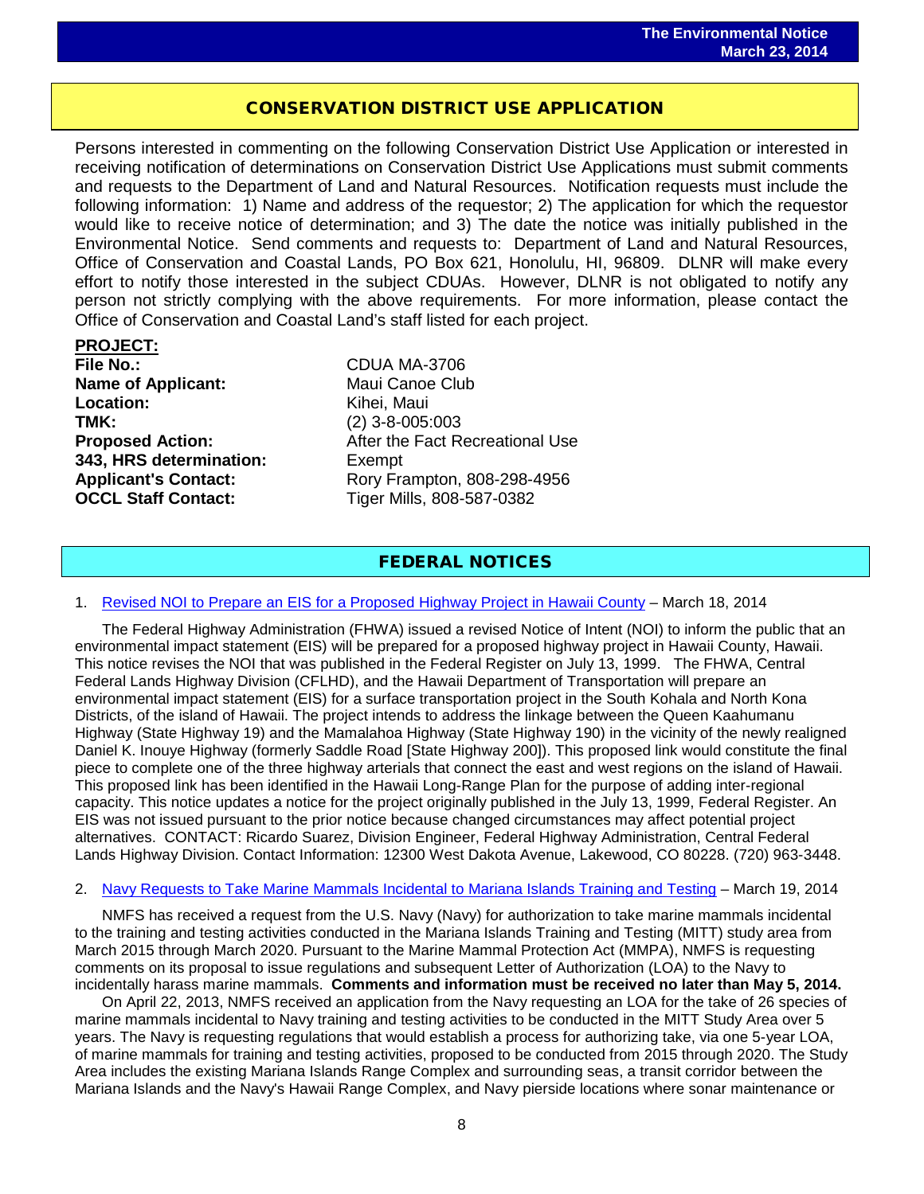## CONSERVATION DISTRICT USE APPLICATION

Persons interested in commenting on the following Conservation District Use Application or interested in receiving notification of determinations on Conservation District Use Applications must submit comments and requests to the Department of Land and Natural Resources. Notification requests must include the following information: 1) Name and address of the requestor; 2) The application for which the requestor would like to receive notice of determination; and 3) The date the notice was initially published in the Environmental Notice. Send comments and requests to: Department of Land and Natural Resources, Office of Conservation and Coastal Lands, PO Box 621, Honolulu, HI, 96809. DLNR will make every effort to notify those interested in the subject CDUAs. However, DLNR is not obligated to notify any person not strictly complying with the above requirements. For more information, please contact the Office of Conservation and Coastal Land's staff listed for each project.

**PROJECT:**

| | |
|---|---|
| **File No.:** | CDUA MA-3706 |
| **Name of Applicant:** | Maui Canoe Club |
| **Location:** | Kihei, Maui |
| **TMK:** | (2) 3-8-005:003 |
| **Proposed Action:** | After the Fact Recreational Use |
| **343, HRS determination:** | Exempt |
| **Applicant's Contact:** | Rory Frampton, 808-298-4956 |
| **OCCL Staff Contact:** | Tiger Mills, 808-587-0382 |

## FEDERAL NOTICES

1. Revised NOI to Prepare an EIS for a Proposed Highway Project in Hawaii County – March 18, 2014

The Federal Highway Administration (FHWA) issued a revised Notice of Intent (NOI) to inform the public that an environmental impact statement (EIS) will be prepared for a proposed highway project in Hawaii County, Hawaii. This notice revises the NOI that was published in the Federal Register on July 13, 1999. The FHWA, Central Federal Lands Highway Division (CFLHD), and the Hawaii Department of Transportation will prepare an environmental impact statement (EIS) for a surface transportation project in the South Kohala and North Kona Districts, of the island of Hawaii. The project intends to address the linkage between the Queen Kaahumanu Highway (State Highway 19) and the Mamalahoa Highway (State Highway 190) in the vicinity of the newly realigned Daniel K. Inouye Highway (formerly Saddle Road [State Highway 200]). This proposed link would constitute the final piece to complete one of the three highway arterials that connect the east and west regions on the island of Hawaii. This proposed link has been identified in the Hawaii Long-Range Plan for the purpose of adding inter-regional capacity. This notice updates a notice for the project originally published in the July 13, 1999, Federal Register. An EIS was not issued pursuant to the prior notice because changed circumstances may affect potential project alternatives. CONTACT: Ricardo Suarez, Division Engineer, Federal Highway Administration, Central Federal Lands Highway Division. Contact Information: 12300 West Dakota Avenue, Lakewood, CO 80228. (720) 963-3448.

2. Navy Requests to Take Marine Mammals Incidental to Mariana Islands Training and Testing – March 19, 2014

NMFS has received a request from the U.S. Navy (Navy) for authorization to take marine mammals incidental to the training and testing activities conducted in the Mariana Islands Training and Testing (MITT) study area from March 2015 through March 2020. Pursuant to the Marine Mammal Protection Act (MMPA), NMFS is requesting comments on its proposal to issue regulations and subsequent Letter of Authorization (LOA) to the Navy to incidentally harass marine mammals. **Comments and information must be received no later than May 5, 2014.**

On April 22, 2013, NMFS received an application from the Navy requesting an LOA for the take of 26 species of marine mammals incidental to Navy training and testing activities to be conducted in the MITT Study Area over 5 years. The Navy is requesting regulations that would establish a process for authorizing take, via one 5-year LOA, of marine mammals for training and testing activities, proposed to be conducted from 2015 through 2020. The Study Area includes the existing Mariana Islands Range Complex and surrounding seas, a transit corridor between the Mariana Islands and the Navy's Hawaii Range Complex, and Navy pierside locations where sonar maintenance or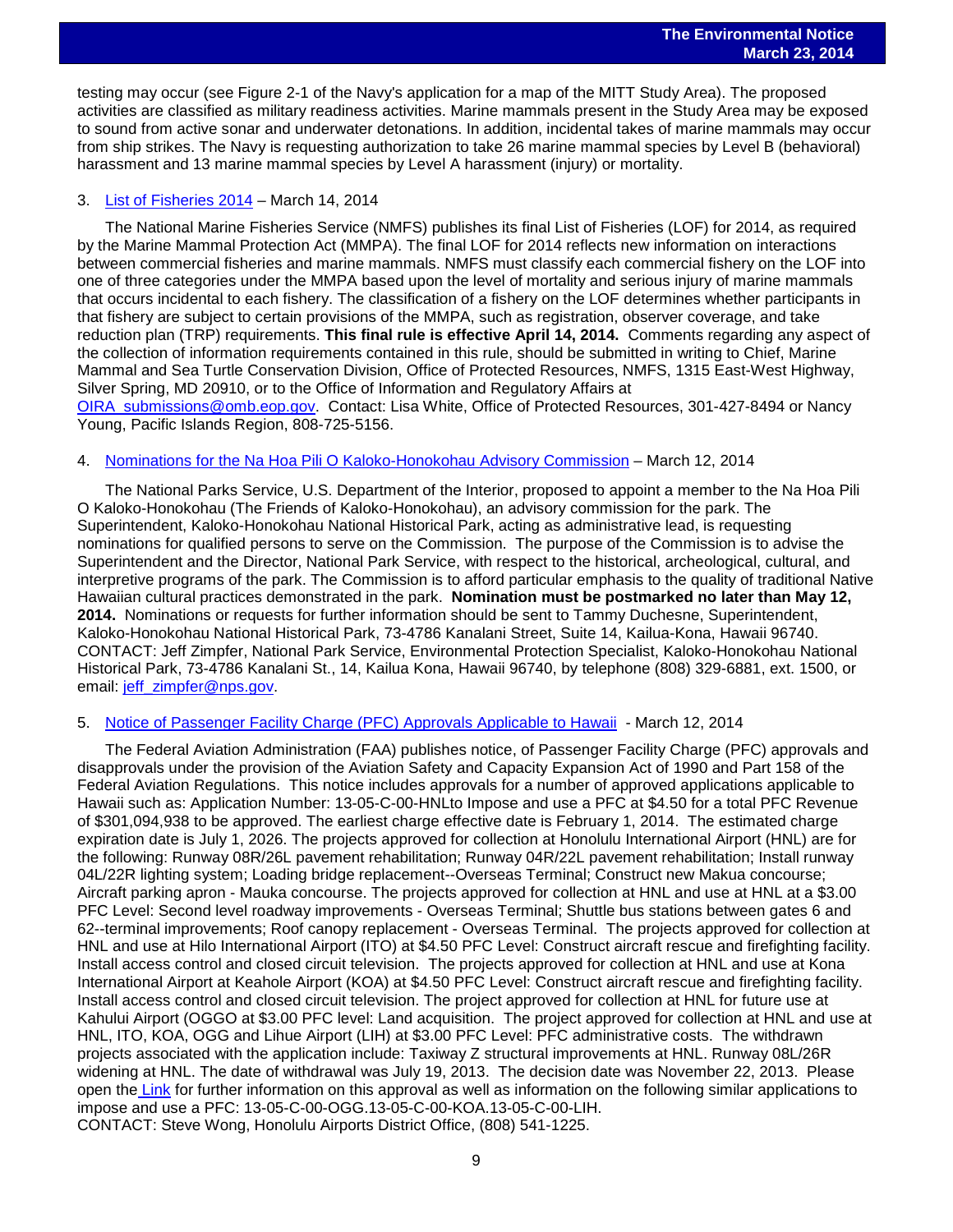testing may occur (see Figure 2-1 of the Navy's application for a map of the MITT Study Area). The proposed activities are classified as military readiness activities. Marine mammals present in the Study Area may be exposed to sound from active sonar and underwater detonations. In addition, incidental takes of marine mammals may occur from ship strikes. The Navy is requesting authorization to take 26 marine mammal species by Level B (behavioral) harassment and 13 marine mammal species by Level A harassment (injury) or mortality.

3. List of Fisheries 2014 – March 14, 2014

The National Marine Fisheries Service (NMFS) publishes its final List of Fisheries (LOF) for 2014, as required by the Marine Mammal Protection Act (MMPA). The final LOF for 2014 reflects new information on interactions between commercial fisheries and marine mammals. NMFS must classify each commercial fishery on the LOF into one of three categories under the MMPA based upon the level of mortality and serious injury of marine mammals that occurs incidental to each fishery. The classification of a fishery on the LOF determines whether participants in that fishery are subject to certain provisions of the MMPA, such as registration, observer coverage, and take reduction plan (TRP) requirements. **This final rule is effective April 14, 2014.** Comments regarding any aspect of the collection of information requirements contained in this rule, should be submitted in writing to Chief, Marine Mammal and Sea Turtle Conservation Division, Office of Protected Resources, NMFS, 1315 East-West Highway, Silver Spring, MD 20910, or to the Office of Information and Regulatory Affairs at OIRA_submissions@omb.eop.gov. Contact: Lisa White, Office of Protected Resources, 301-427-8494 or Nancy Young, Pacific Islands Region, 808-725-5156.

4. Nominations for the Na Hoa Pili O Kaloko-Honokohau Advisory Commission – March 12, 2014

The National Parks Service, U.S. Department of the Interior, proposed to appoint a member to the Na Hoa Pili O Kaloko-Honokohau (The Friends of Kaloko-Honokohau), an advisory commission for the park. The Superintendent, Kaloko-Honokohau National Historical Park, acting as administrative lead, is requesting nominations for qualified persons to serve on the Commission. The purpose of the Commission is to advise the Superintendent and the Director, National Park Service, with respect to the historical, archeological, cultural, and interpretive programs of the park. The Commission is to afford particular emphasis to the quality of traditional Native Hawaiian cultural practices demonstrated in the park. **Nomination must be postmarked no later than May 12, 2014.** Nominations or requests for further information should be sent to Tammy Duchesne, Superintendent, Kaloko-Honokohau National Historical Park, 73-4786 Kanalani Street, Suite 14, Kailua-Kona, Hawaii 96740. CONTACT: Jeff Zimpfer, National Park Service, Environmental Protection Specialist, Kaloko-Honokohau National Historical Park, 73-4786 Kanalani St., 14, Kailua Kona, Hawaii 96740, by telephone (808) 329-6881, ext. 1500, or email: jeff_zimpfer@nps.gov.

5. Notice of Passenger Facility Charge (PFC) Approvals Applicable to Hawaii - March 12, 2014

The Federal Aviation Administration (FAA) publishes notice, of Passenger Facility Charge (PFC) approvals and disapprovals under the provision of the Aviation Safety and Capacity Expansion Act of 1990 and Part 158 of the Federal Aviation Regulations. This notice includes approvals for a number of approved applications applicable to Hawaii such as: Application Number: 13-05-C-00-HNLto Impose and use a PFC at $4.50 for a total PFC Revenue of $301,094,938 to be approved. The earliest charge effective date is February 1, 2014. The estimated charge expiration date is July 1, 2026. The projects approved for collection at Honolulu International Airport (HNL) are for the following: Runway 08R/26L pavement rehabilitation; Runway 04R/22L pavement rehabilitation; Install runway 04L/22R lighting system; Loading bridge replacement--Overseas Terminal; Construct new Makua concourse; Aircraft parking apron - Mauka concourse. The projects approved for collection at HNL and use at HNL at a $3.00 PFC Level: Second level roadway improvements - Overseas Terminal; Shuttle bus stations between gates 6 and 62--terminal improvements; Roof canopy replacement - Overseas Terminal. The projects approved for collection at HNL and use at Hilo International Airport (ITO) at $4.50 PFC Level: Construct aircraft rescue and firefighting facility. Install access control and closed circuit television. The projects approved for collection at HNL and use at Kona International Airport at Keahole Airport (KOA) at $4.50 PFC Level: Construct aircraft rescue and firefighting facility. Install access control and closed circuit television. The project approved for collection at HNL for future use at Kahului Airport (OGGO at $3.00 PFC level: Land acquisition. The project approved for collection at HNL and use at HNL, ITO, KOA, OGG and Lihue Airport (LIH) at $3.00 PFC Level: PFC administrative costs. The withdrawn projects associated with the application include: Taxiway Z structural improvements at HNL. Runway 08L/26R widening at HNL. The date of withdrawal was July 19, 2013. The decision date was November 22, 2013. Please open the Link for further information on this approval as well as information on the following similar applications to impose and use a PFC: 13-05-C-00-OGG.13-05-C-00-KOA.13-05-C-00-LIH.
CONTACT: Steve Wong, Honolulu Airports District Office, (808) 541-1225.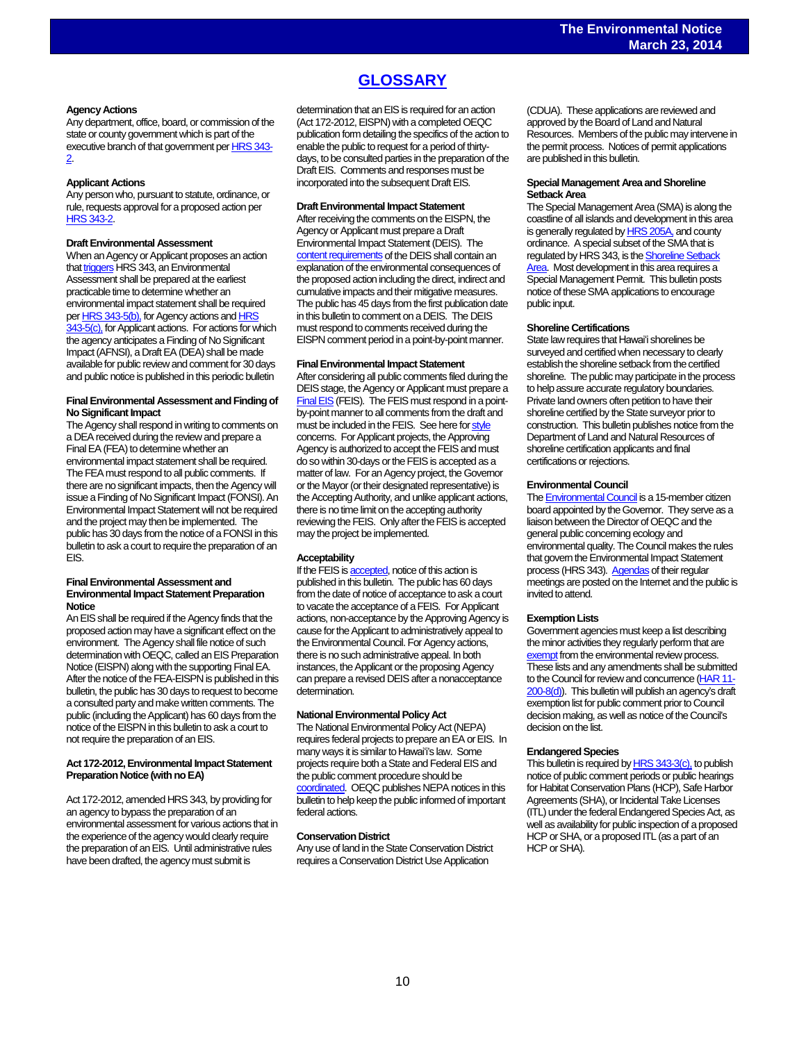# GLOSSARY

### Agency Actions

Any department, office, board, or commission of the state or county government which is part of the executive branch of that government per HRS 343-2.

### Applicant Actions

Any person who, pursuant to statute, ordinance, or rule, requests approval for a proposed action per HRS 343-2.

### Draft Environmental Assessment

When an Agency or Applicant proposes an action that triggers HRS 343, an Environmental Assessment shall be prepared at the earliest practicable time to determine whether an environmental impact statement shall be required per HRS 343-5(b), for Agency actions and HRS 343-5(c), for Applicant actions. For actions for which the agency anticipates a Finding of No Significant Impact (AFNSI), a Draft EA (DEA) shall be made available for public review and comment for 30 days and public notice is published in this periodic bulletin

### Final Environmental Assessment and Finding of No Significant Impact

The Agency shall respond in writing to comments on a DEA received during the review and prepare a Final EA (FEA) to determine whether an environmental impact statement shall be required. The FEA must respond to all public comments. If there are no significant impacts, then the Agency will issue a Finding of No Significant Impact (FONSI). An Environmental Impact Statement will not be required and the project may then be implemented. The public has 30 days from the notice of a FONSI in this bulletin to ask a court to require the preparation of an EIS.

### Final Environmental Assessment and Environmental Impact Statement Preparation Notice

An EIS shall be required if the Agency finds that the proposed action may have a significant effect on the environment. The Agency shall file notice of such determination with OEQC, called an EIS Preparation Notice (EISPN) along with the supporting Final EA. After the notice of the FEA-EISPN is published in this bulletin, the public has 30 days to request to become a consulted party and make written comments. The public (including the Applicant) has 60 days from the notice of the EISPN in this bulletin to ask a court to not require the preparation of an EIS.

### Act 172-2012, Environmental Impact Statement Preparation Notice (with no EA)

Act 172-2012, amended HRS 343, by providing for an agency to bypass the preparation of an environmental assessment for various actions that in the experience of the agency would clearly require the preparation of an EIS. Until administrative rules have been drafted, the agency must submit its determination that an EIS is required for an action (Act 172-2012, EISPN) with a completed OEQC publication form detailing the specifics of the action to enable the public to request for a period of thirty-days, to be consulted parties in the preparation of the Draft EIS. Comments and responses must be incorporated into the subsequent Draft EIS.

### Draft Environmental Impact Statement

After receiving the comments on the EISPN, the Agency or Applicant must prepare a Draft Environmental Impact Statement (DEIS). The content requirements of the DEIS shall contain an explanation of the environmental consequences of the proposed action including the direct, indirect and cumulative impacts and their mitigative measures. The public has 45 days from the first publication date in this bulletin to comment on a DEIS. The DEIS must respond to comments received during the EISPN comment period in a point-by-point manner.

### Final Environmental Impact Statement

After considering all public comments filed during the DEIS stage, the Agency or Applicant must prepare a Final EIS (FEIS). The FEIS must respond in a point-by-point manner to all comments from the draft and must be included in the FEIS. See here for style concerns. For Applicant projects, the Approving Agency is authorized to accept the FEIS and must do so within 30-days or the FEIS is accepted as a matter of law. For an Agency project, the Governor or the Mayor (or their designated representative) is the Accepting Authority, and unlike applicant actions, there is no time limit on the accepting authority reviewing the FEIS. Only after the FEIS is accepted may the project be implemented.

### Acceptability

If the FEIS is accepted, notice of this action is published in this bulletin. The public has 60 days from the date of notice of acceptance to ask a court to vacate the acceptance of a FEIS. For Applicant actions, non-acceptance by the Approving Agency is cause for the Applicant to administratively appeal to the Environmental Council. For Agency actions, there is no such administrative appeal. In both instances, the Applicant or the proposing Agency can prepare a revised DEIS after a nonacceptance determination.

### National Environmental Policy Act

The National Environmental Policy Act (NEPA) requires federal projects to prepare an EA or EIS. In many ways it is similar to Hawai'i's law. Some projects require both a State and Federal EIS and the public comment procedure should be coordinated. OEQC publishes NEPA notices in this bulletin to help keep the public informed of important federal actions.

### Conservation District

Any use of land in the State Conservation District requires a Conservation District Use Application (CDUA). These applications are reviewed and approved by the Board of Land and Natural Resources. Members of the public may intervene in the permit process. Notices of permit applications are published in this bulletin.

### Special Management Area and Shoreline Setback Area

The Special Management Area (SMA) is along the coastline of all islands and development in this area is generally regulated by HRS 205A, and county ordinance. A special subset of the SMA that is regulated by HRS 343, is the Shoreline Setback Area. Most development in this area requires a Special Management Permit. This bulletin posts notice of these SMA applications to encourage public input.

### Shoreline Certifications

State law requires that Hawai'i shorelines be surveyed and certified when necessary to clearly establish the shoreline setback from the certified shoreline. The public may participate in the process to help assure accurate regulatory boundaries. Private land owners often petition to have their shoreline certified by the State surveyor prior to construction. This bulletin publishes notice from the Department of Land and Natural Resources of shoreline certification applicants and final certifications or rejections.

### Environmental Council

The Environmental Council is a 15-member citizen board appointed by the Governor. They serve as a liaison between the Director of OEQC and the general public concerning ecology and environmental quality. The Council makes the rules that govern the Environmental Impact Statement process (HRS 343). Agendas of their regular meetings are posted on the Internet and the public is invited to attend.

### Exemption Lists

Government agencies must keep a list describing the minor activities they regularly perform that are exempt from the environmental review process. These lists and any amendments shall be submitted to the Council for review and concurrence (HAR 11-200-8(d)). This bulletin will publish an agency's draft exemption list for public comment prior to Council decision making, as well as notice of the Council's decision on the list.

### Endangered Species

This bulletin is required by HRS 343-3(c), to publish notice of public comment periods or public hearings for Habitat Conservation Plans (HCP), Safe Harbor Agreements (SHA), or Incidental Take Licenses (ITL) under the federal Endangered Species Act, as well as availability for public inspection of a proposed HCP or SHA, or a proposed ITL (as a part of an HCP or SHA).